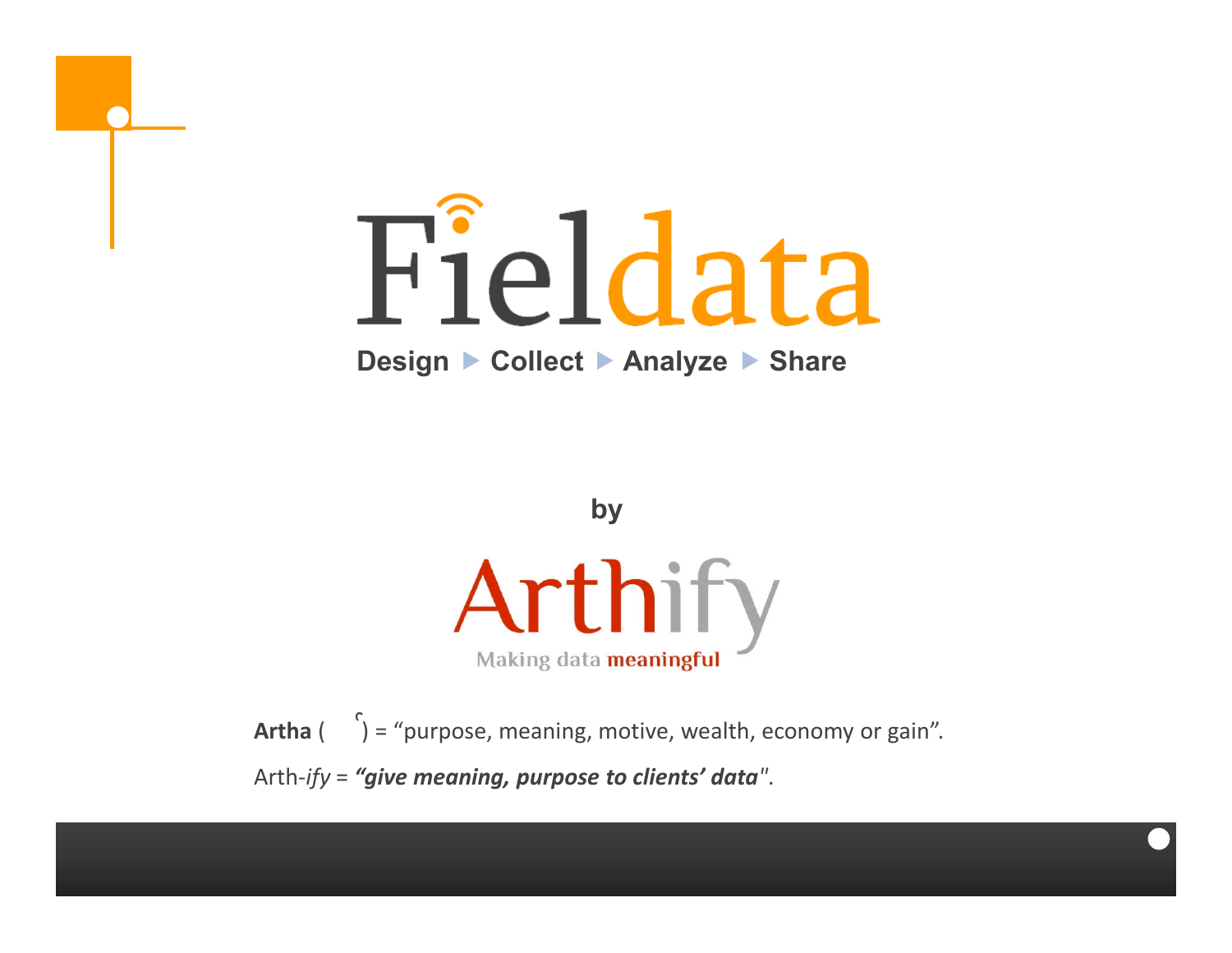# Fieldata

**Design ▸ Collect ▸ Analyze ▸ Share**

**by**

## Arthify

Making data **meaningful**

**Artha** ( ) = "purpose, meaning, motive, wealth, economy or gain".

Arth-*ify* = ***"give meaning, purpose to clients' data***".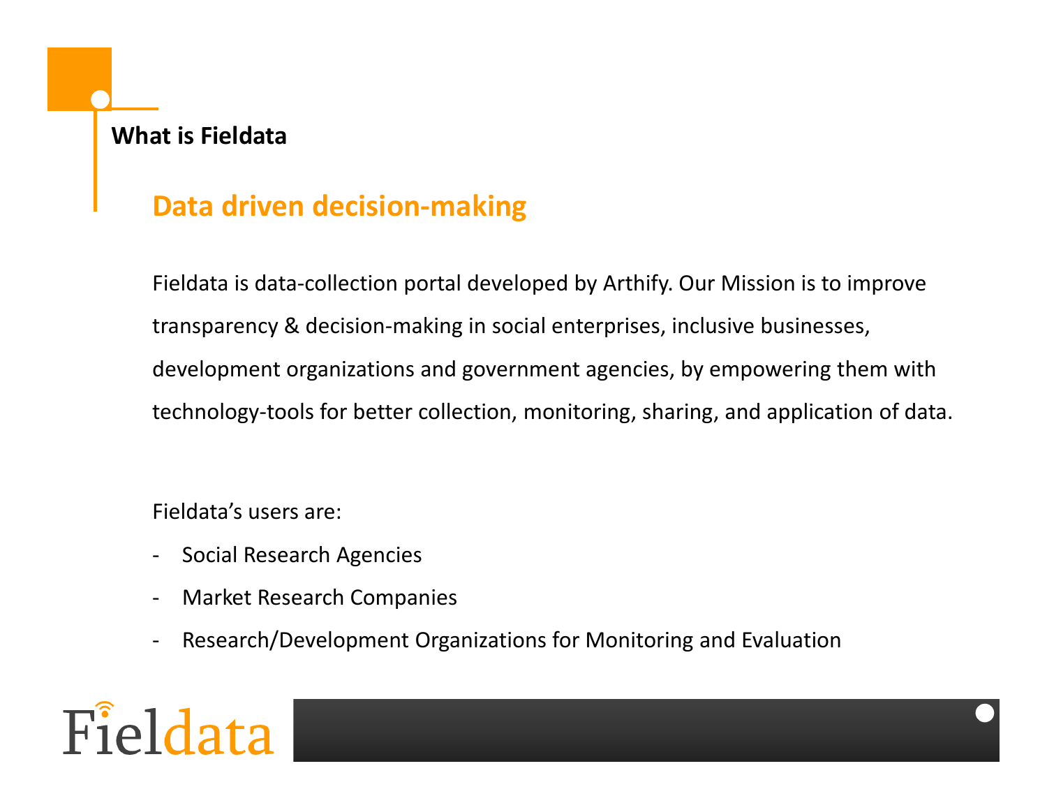## What is Fieldata

### Data driven decision-making

Fieldata is data-collection portal developed by Arthify. Our Mission is to improve transparency & decision-making in social enterprises, inclusive businesses, development organizations and government agencies, by empowering them with technology-tools for better collection, monitoring, sharing, and application of data.

Fieldata's users are:

- Social Research Agencies
- Market Research Companies
- Research/Development Organizations for Monitoring and Evaluation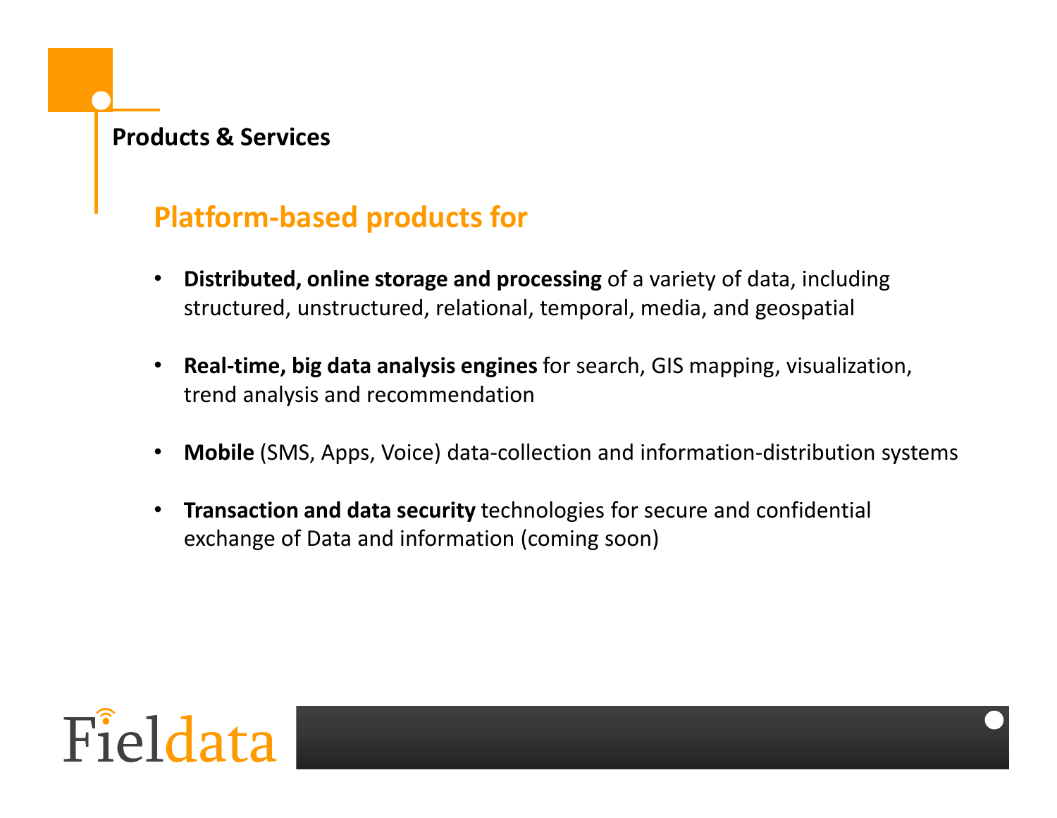## Products & Services

### Platform-based products for

- **Distributed, online storage and processing** of a variety of data, including structured, unstructured, relational, temporal, media, and geospatial
- **Real-time, big data analysis engines** for search, GIS mapping, visualization, trend analysis and recommendation
- **Mobile** (SMS, Apps, Voice) data-collection and information-distribution systems
- **Transaction and data security** technologies for secure and confidential exchange of Data and information (coming soon)

Fieldata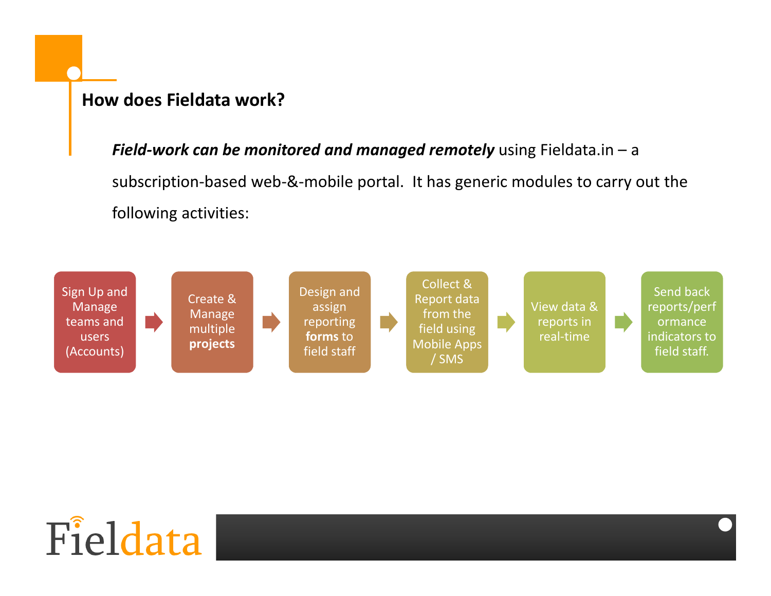## How does Fieldata work?

***Field-work can be monitored and managed remotely*** using Fieldata.in – a subscription-based web-&-mobile portal. It has generic modules to carry out the following activities:

1. Sign Up and Manage teams and users (Accounts)
2. Create & Manage multiple **projects**
3. Design and assign reporting **forms** to field staff
4. Collect & Report data from the field using Mobile Apps / SMS
5. View data & reports in real-time
6. Send back reports/performance indicators to field staff.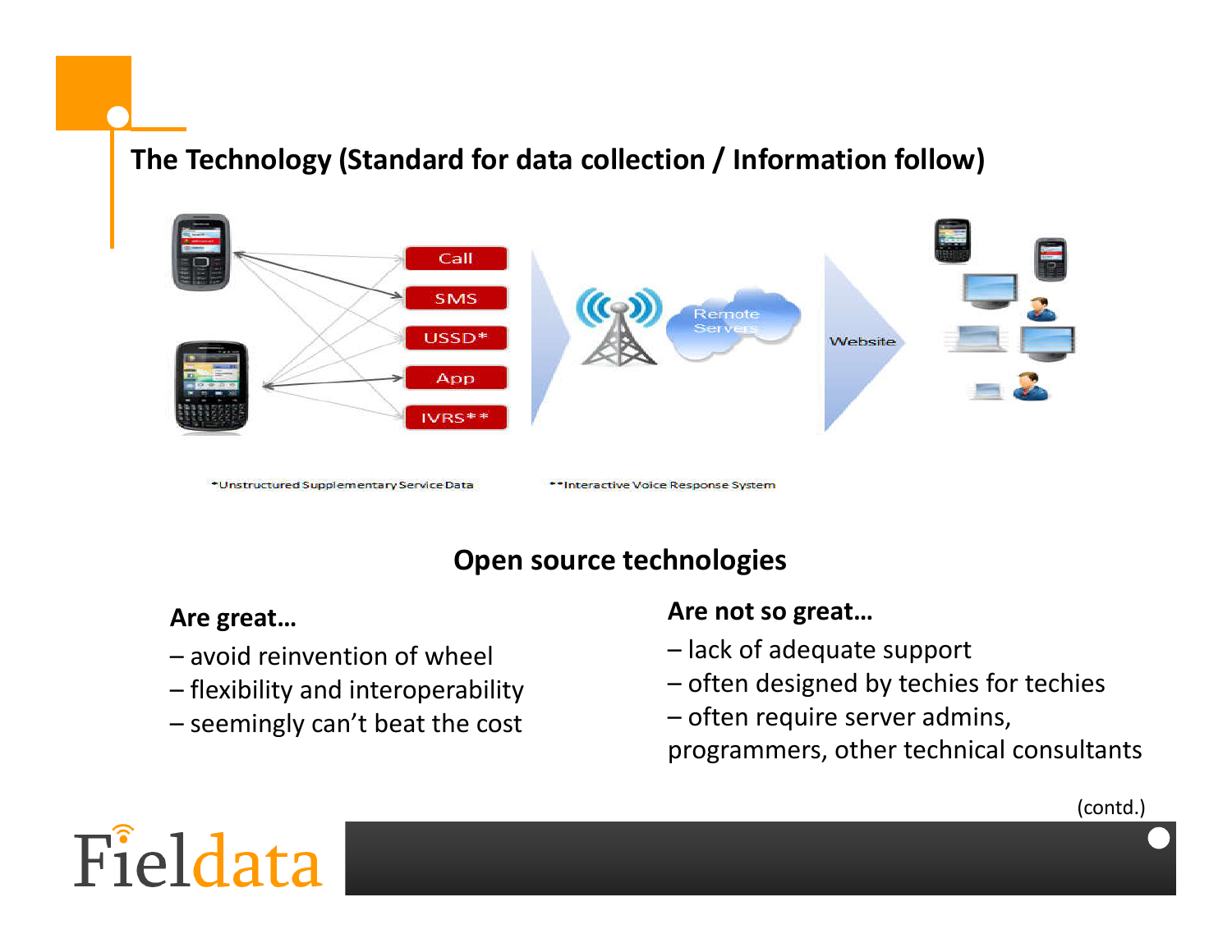## The Technology (Standard for data collection / Information follow)

Call

SMS

USSD*

App

IVRS**

Remote Servers

Website

*Unstructured Supplementary Service Data

**Interactive Voice Response System

### Open source technologies

**Are great…**

– avoid reinvention of wheel
– flexibility and interoperability
– seemingly can't beat the cost

**Are not so great…**

– lack of adequate support
– often designed by techies for techies
– often require server admins, programmers, other technical consultants

(contd.)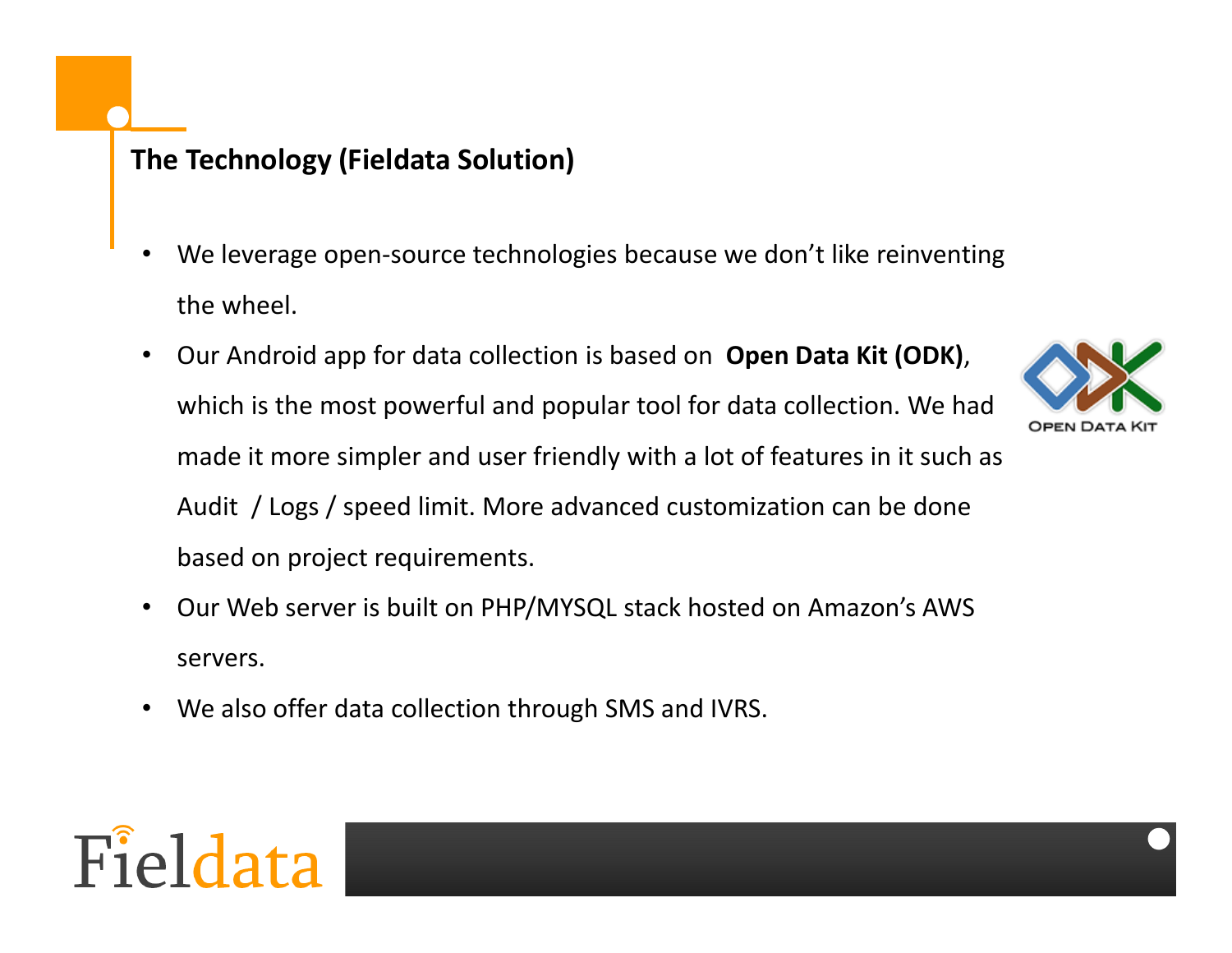## The Technology (Fieldata Solution)

- We leverage open-source technologies because we don't like reinventing the wheel.
- Our Android app for data collection is based on **Open Data Kit (ODK)**, which is the most powerful and popular tool for data collection. We had made it more simpler and user friendly with a lot of features in it such as Audit / Logs / speed limit. More advanced customization can be done based on project requirements.
- Our Web server is built on PHP/MYSQL stack hosted on Amazon's AWS servers.
- We also offer data collection through SMS and IVRS.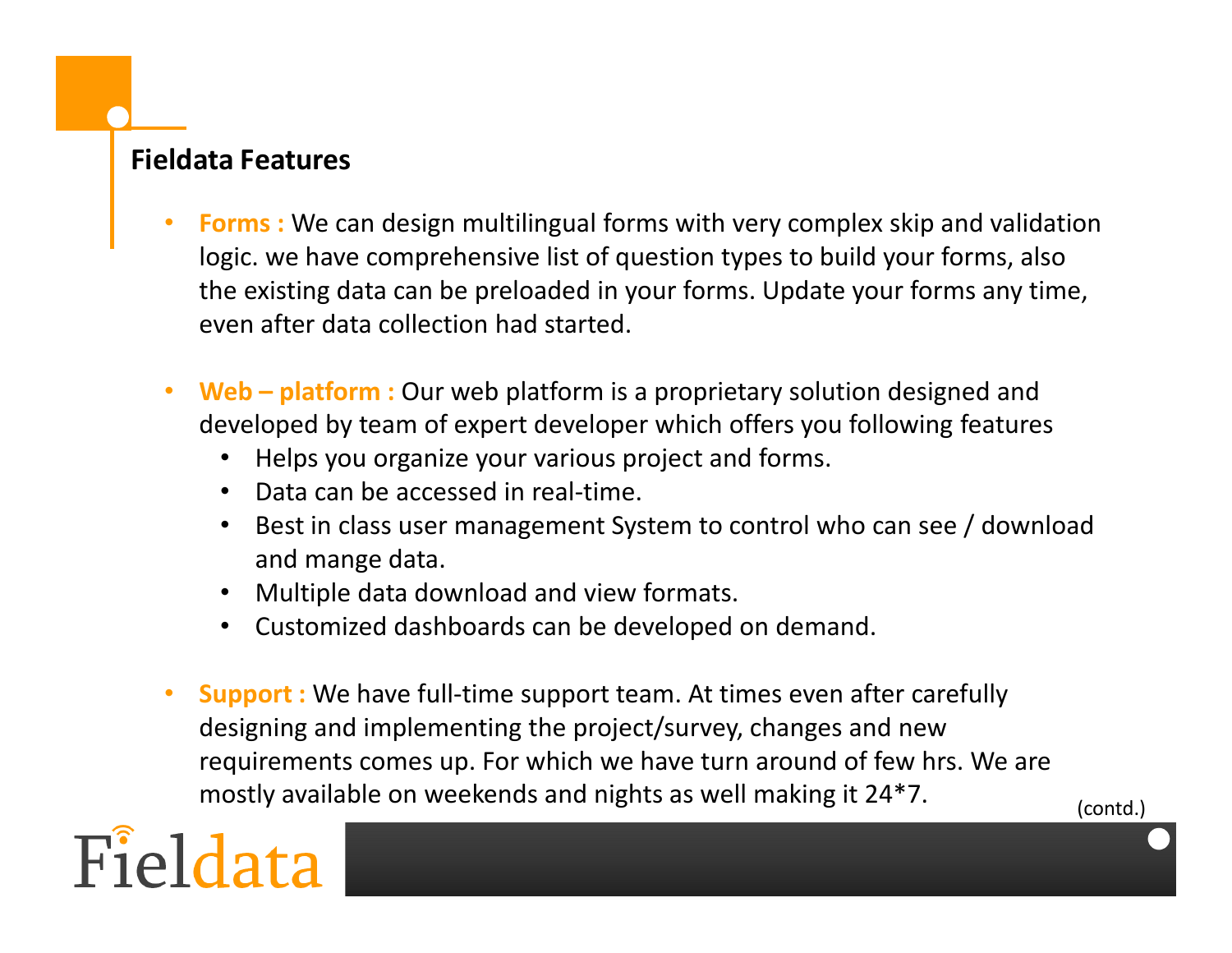## Fieldata Features

- **Forms :** We can design multilingual forms with very complex skip and validation logic. we have comprehensive list of question types to build your forms, also the existing data can be preloaded in your forms. Update your forms any time, even after data collection had started.

- **Web – platform :** Our web platform is a proprietary solution designed and developed by team of expert developer which offers you following features
  - Helps you organize your various project and forms.
  - Data can be accessed in real-time.
  - Best in class user management System to control who can see / download and mange data.
  - Multiple data download and view formats.
  - Customized dashboards can be developed on demand.

- **Support :** We have full-time support team. At times even after carefully designing and implementing the project/survey, changes and new requirements comes up. For which we have turn around of few hrs. We are mostly available on weekends and nights as well making it 24*7.

(contd.)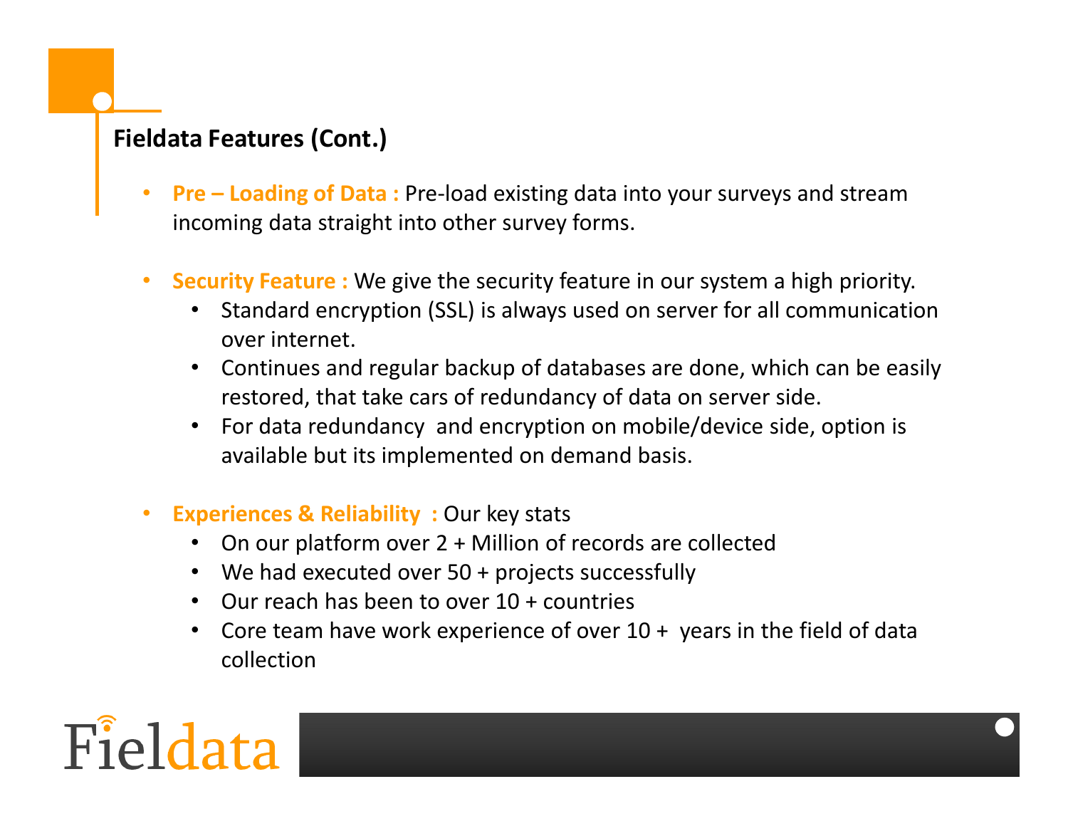## Fielddata Features (Cont.)

- **Pre – Loading of Data :** Pre-load existing data into your surveys and stream incoming data straight into other survey forms.

- **Security Feature :** We give the security feature in our system a high priority.
  - Standard encryption (SSL) is always used on server for all communication over internet.
  - Continues and regular backup of databases are done, which can be easily restored, that take cars of redundancy of data on server side.
  - For data redundancy and encryption on mobile/device side, option is available but its implemented on demand basis.

- **Experiences & Reliability :** Our key stats
  - On our platform over 2 + Million of records are collected
  - We had executed over 50 + projects successfully
  - Our reach has been to over 10 + countries
  - Core team have work experience of over 10 + years in the field of data collection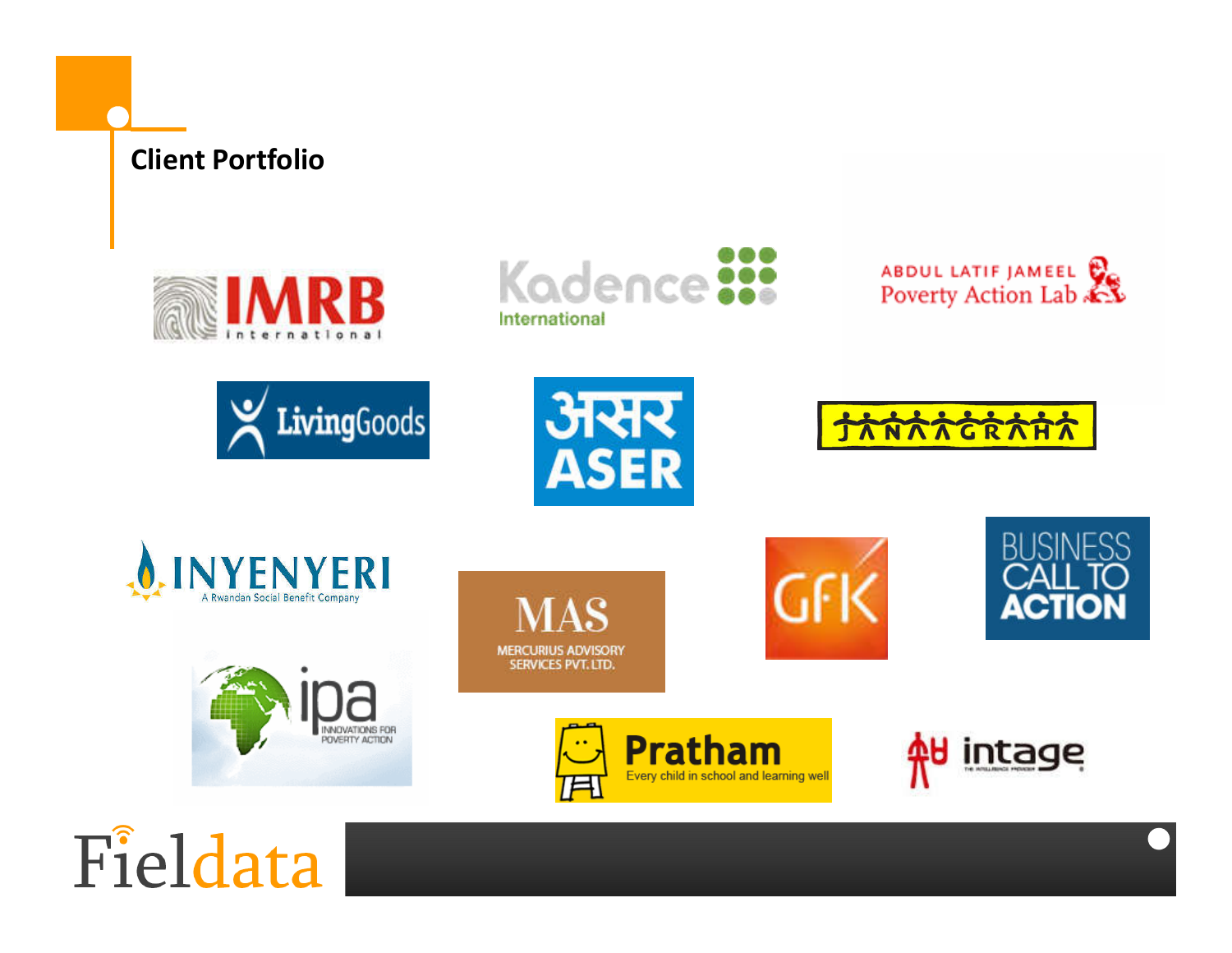## Client Portfolio

IMRB international

Kadence International

ABDUL LATIF JAMEEL Poverty Action Lab

LivingGoods

असर ASER

JANAAGRAHA

INYENYERI A Rwandan Social Benefit Company

MAS MERCURIUS ADVISORY SERVICES PVT. LTD.

GfK

BUSINESS CALL TO ACTION

ipa INNOVATIONS FOR POVERTY ACTION

Pratham Every child in school and learning well

intage

Fieldata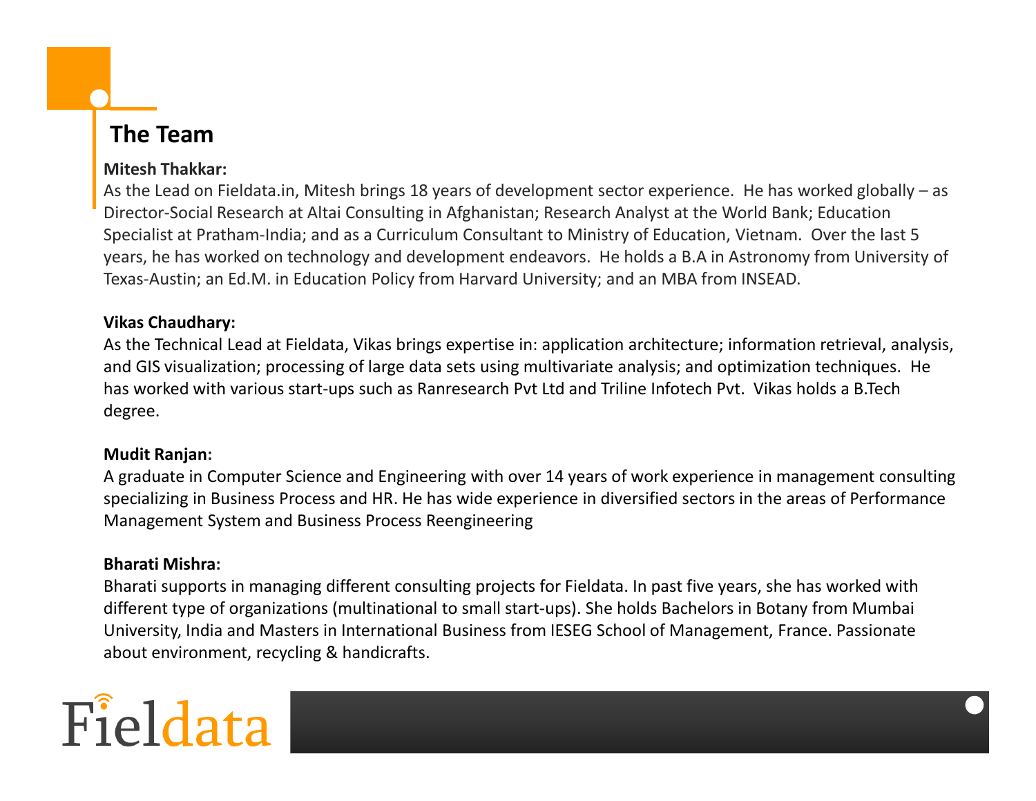## The Team

**Mitesh Thakkar:**
As the Lead on Fieldata.in, Mitesh brings 18 years of development sector experience. He has worked globally – as Director-Social Research at Altai Consulting in Afghanistan; Research Analyst at the World Bank; Education Specialist at Pratham-India; and as a Curriculum Consultant to Ministry of Education, Vietnam. Over the last 5 years, he has worked on technology and development endeavors. He holds a B.A in Astronomy from University of Texas-Austin; an Ed.M. in Education Policy from Harvard University; and an MBA from INSEAD.

**Vikas Chaudhary:**
As the Technical Lead at Fieldata, Vikas brings expertise in: application architecture; information retrieval, analysis, and GIS visualization; processing of large data sets using multivariate analysis; and optimization techniques. He has worked with various start-ups such as Ranresearch Pvt Ltd and Triline Infotech Pvt. Vikas holds a B.Tech degree.

**Mudit Ranjan:**
A graduate in Computer Science and Engineering with over 14 years of work experience in management consulting specializing in Business Process and HR. He has wide experience in diversified sectors in the areas of Performance Management System and Business Process Reengineering

**Bharati Mishra:**
Bharati supports in managing different consulting projects for Fieldata. In past five years, she has worked with different type of organizations (multinational to small start-ups). She holds Bachelors in Botany from Mumbai University, India and Masters in International Business from IESEG School of Management, France. Passionate about environment, recycling & handicrafts.

Fieldata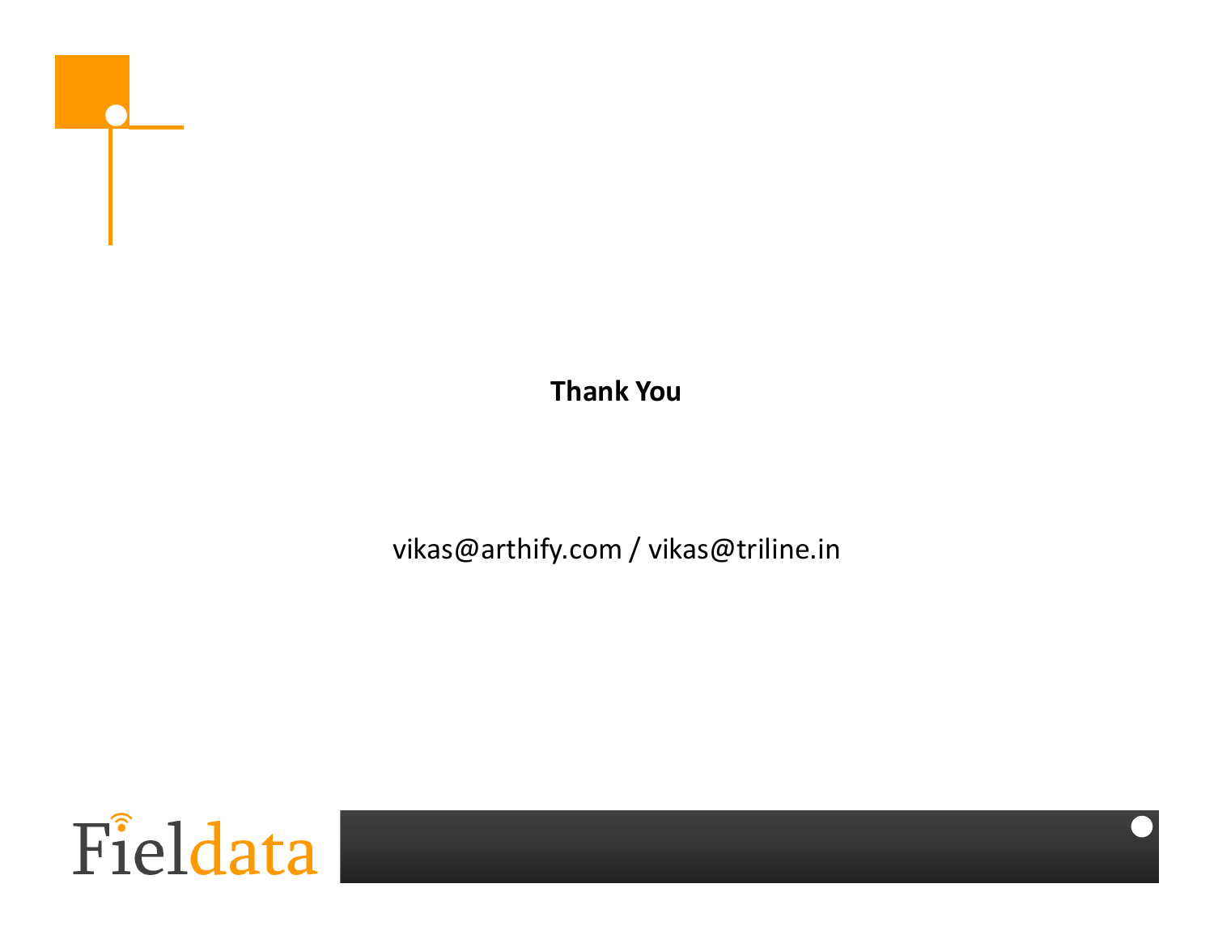**Thank You**

vikas@arthify.com / vikas@triline.in

Fieldata